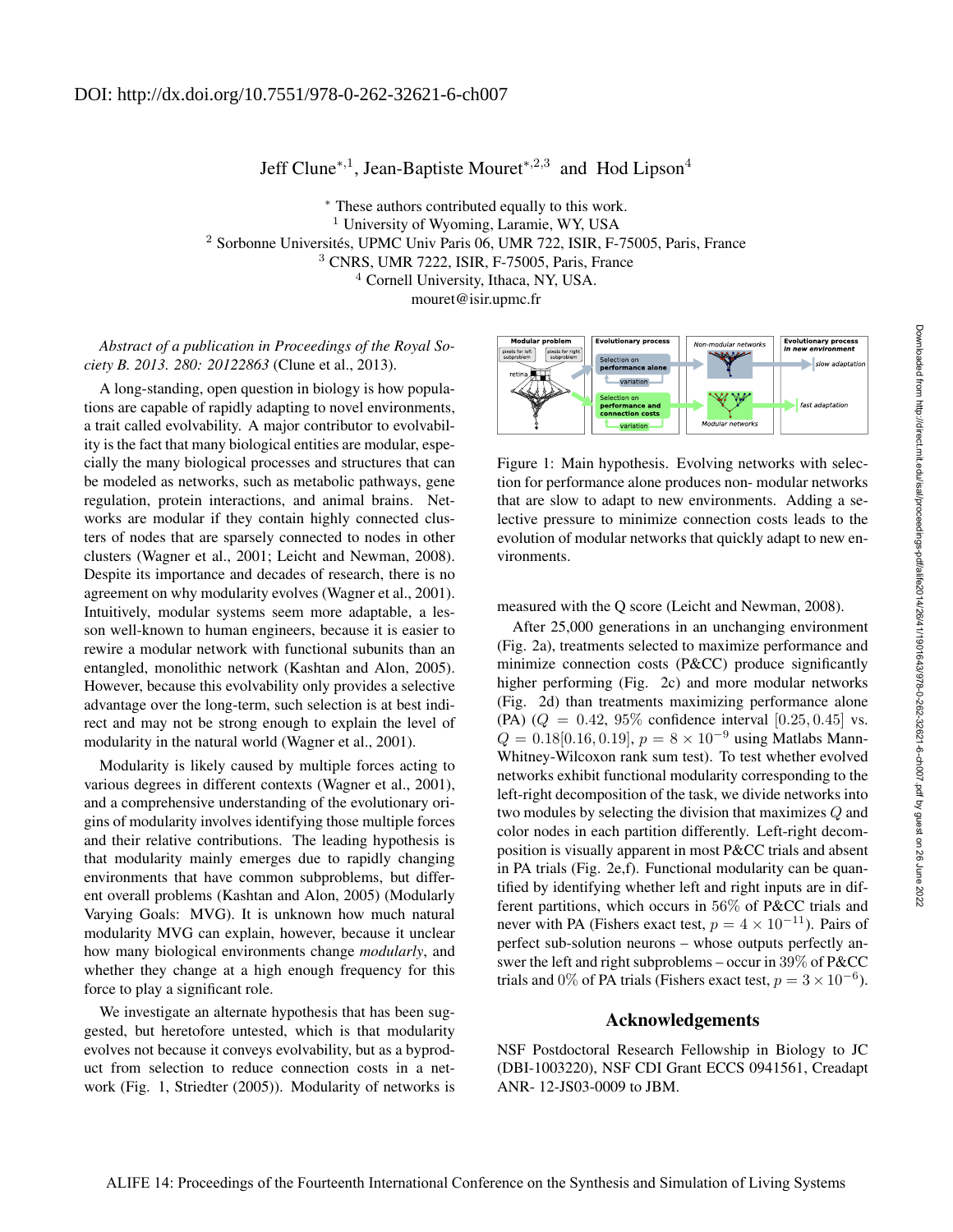DOI: http://dx.doi.org/10.7551/978-0-262-32621-6-ch007

Jeff Clune[*,1], Jean-Baptiste Mouret[*,2,3] and Hod Lipson[4]

[*] These authors contributed equally to this work.
[1] University of Wyoming, Laramie, WY, USA
[2] Sorbonne Universités, UPMC Univ Paris 06, UMR 722, ISIR, F-75005, Paris, France
[3] CNRS, UMR 7222, ISIR, F-75005, Paris, France
[4] Cornell University, Ithaca, NY, USA.
mouret@isir.upmc.fr

*Abstract of a publication in Proceedings of the Royal Society B. 2013. 280: 20122863* (Clune et al., 2013).

A long-standing, open question in biology is how populations are capable of rapidly adapting to novel environments, a trait called evolvability. A major contributor to evolvability is the fact that many biological entities are modular, especially the many biological processes and structures that can be modeled as networks, such as metabolic pathways, gene regulation, protein interactions, and animal brains. Networks are modular if they contain highly connected clusters of nodes that are sparsely connected to nodes in other clusters (Wagner et al., 2001; Leicht and Newman, 2008). Despite its importance and decades of research, there is no agreement on why modularity evolves (Wagner et al., 2001). Intuitively, modular systems seem more adaptable, a lesson well-known to human engineers, because it is easier to rewire a modular network with functional subunits than an entangled, monolithic network (Kashtan and Alon, 2005). However, because this evolvability only provides a selective advantage over the long-term, such selection is at best indirect and may not be strong enough to explain the level of modularity in the natural world (Wagner et al., 2001).

Modularity is likely caused by multiple forces acting to various degrees in different contexts (Wagner et al., 2001), and a comprehensive understanding of the evolutionary origins of modularity involves identifying those multiple forces and their relative contributions. The leading hypothesis is that modularity mainly emerges due to rapidly changing environments that have common subproblems, but different overall problems (Kashtan and Alon, 2005) (Modularly Varying Goals: MVG). It is unknown how much natural modularity MVG can explain, however, because it unclear how many biological environments change *modularly*, and whether they change at a high enough frequency for this force to play a significant role.

We investigate an alternate hypothesis that has been suggested, but heretofore untested, which is that modularity evolves not because it conveys evolvability, but as a byproduct from selection to reduce connection costs in a network (Fig. 1, Striedter (2005)). Modularity of networks is measured with the Q score (Leicht and Newman, 2008).

Figure 1: Main hypothesis. Evolving networks with selection for performance alone produces non- modular networks that are slow to adapt to new environments. Adding a selective pressure to minimize connection costs leads to the evolution of modular networks that quickly adapt to new environments.

After 25,000 generations in an unchanging environment (Fig. 2a), treatments selected to maximize performance and minimize connection costs (P&CC) produce significantly higher performing (Fig. 2c) and more modular networks (Fig. 2d) than treatments maximizing performance alone (PA) ($Q = 0.42$, $95\%$ confidence interval $[0.25, 0.45]$ vs. $Q = 0.18[0.16, 0.19]$, $p = 8 \times 10^{-9}$ using Matlabs Mann-Whitney-Wilcoxon rank sum test). To test whether evolved networks exhibit functional modularity corresponding to the left-right decomposition of the task, we divide networks into two modules by selecting the division that maximizes $Q$ and color nodes in each partition differently. Left-right decomposition is visually apparent in most P&CC trials and absent in PA trials (Fig. 2e,f). Functional modularity can be quantified by identifying whether left and right inputs are in different partitions, which occurs in $56\%$ of P&CC trials and never with PA (Fishers exact test, $p = 4 \times 10^{-11}$). Pairs of perfect sub-solution neurons – whose outputs perfectly answer the left and right subproblems – occur in $39\%$ of P&CC trials and $0\%$ of PA trials (Fishers exact test, $p = 3 \times 10^{-6}$).

## Acknowledgements

NSF Postdoctoral Research Fellowship in Biology to JC (DBI-1003220), NSF CDI Grant ECCS 0941561, Creadapt ANR- 12-JS03-0009 to JBM.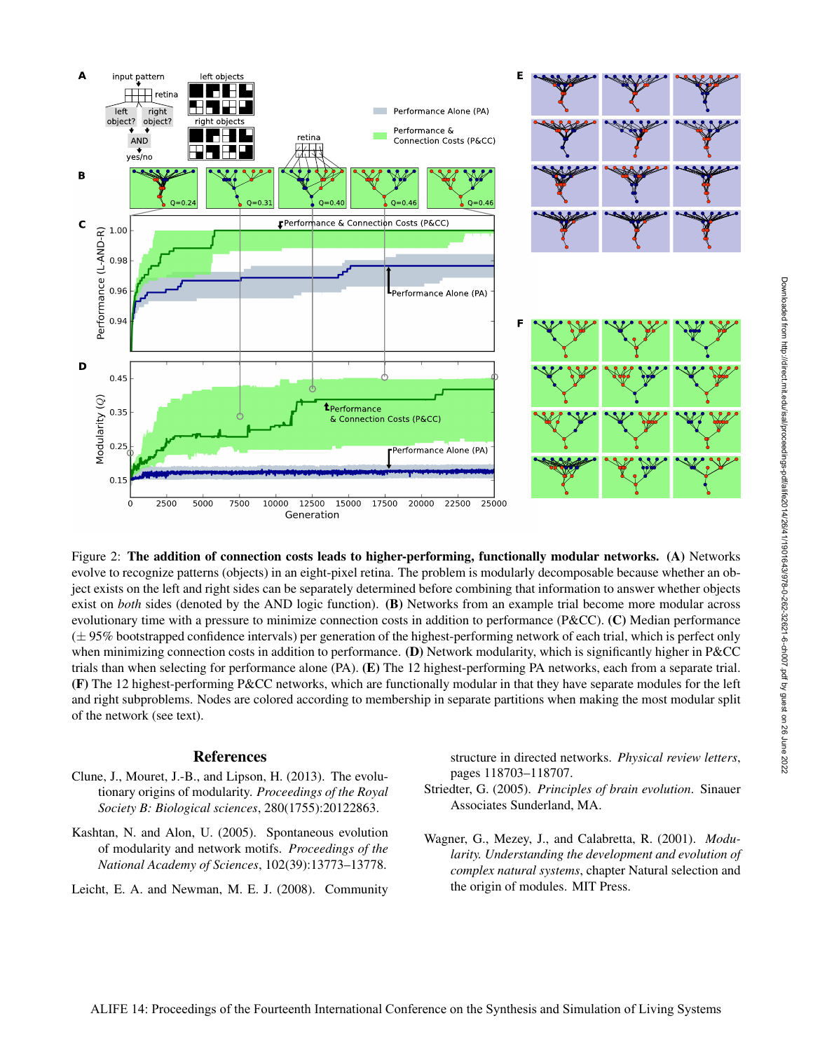A
input pattern
retina
left object?
right object?
AND
yes/no
left objects
right objects

B
Q=0.24
Q=0.31
retina
Q=0.40
Q=0.46
Q=0.46

Performance Alone (PA)
Performance & Connection Costs (P&CC)

C
Performance (L-AND-R)
1.00
0.98
0.96
0.94
Performance & Connection Costs (P&CC)
Performance Alone (PA)

D
Modularity ($Q$)
0.45
0.35
0.25
0.15
Performance & Connection Costs (P&CC)
Performance Alone (PA)
0 2500 5000 7500 10000 12500 15000 17500 20000 22500 25000
Generation

E

F

Figure 2: **The addition of connection costs leads to higher-performing, functionally modular networks. (A)** Networks evolve to recognize patterns (objects) in an eight-pixel retina. The problem is modularly decomposable because whether an object exists on the left and right sides can be separately determined before combining that information to answer whether objects exist on *both* sides (denoted by the AND logic function). **(B)** Networks from an example trial become more modular across evolutionary time with a pressure to minimize connection costs in addition to performance (P&CC). **(C)** Median performance ($\pm$ 95% bootstrapped confidence intervals) per generation of the highest-performing network of each trial, which is perfect only when minimizing connection costs in addition to performance. **(D)** Network modularity, which is significantly higher in P&CC trials than when selecting for performance alone (PA). **(E)** The 12 highest-performing PA networks, each from a separate trial. **(F)** The 12 highest-performing P&CC networks, which are functionally modular in that they have separate modules for the left and right subproblems. Nodes are colored according to membership in separate partitions when making the most modular split of the network (see text).

## References

Clune, J., Mouret, J.-B., and Lipson, H. (2013). The evolutionary origins of modularity. *Proceedings of the Royal Society B: Biological sciences*, 280(1755):20122863.

Kashtan, N. and Alon, U. (2005). Spontaneous evolution of modularity and network motifs. *Proceedings of the National Academy of Sciences*, 102(39):13773–13778.

Leicht, E. A. and Newman, M. E. J. (2008). Community structure in directed networks. *Physical review letters*, pages 118703–118707.

Striedter, G. (2005). *Principles of brain evolution*. Sinauer Associates Sunderland, MA.

Wagner, G., Mezey, J., and Calabretta, R. (2001). *Modularity. Understanding the development and evolution of complex natural systems*, chapter Natural selection and the origin of modules. MIT Press.